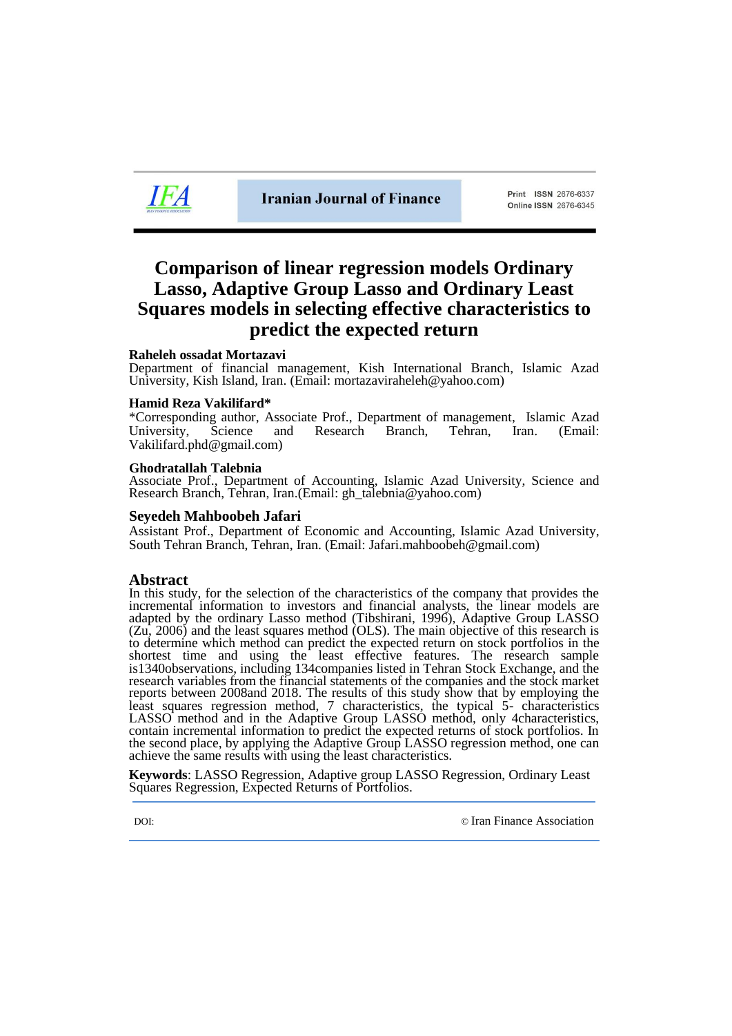# Comparison of linear regression models Ordinary Lasso, Adaptive Group Lasso and Ordinary Least Squares models in selecting effective characteristics to predict the expected return

**Raheleh ossadat Mortazavi**
Department of financial management, Kish International Branch, Islamic Azad University, Kish Island, Iran. (Email: mortazaviraheleh@yahoo.com)

**Hamid Reza Vakilifard***
*Corresponding author, Associate Prof., Department of management, Islamic Azad University, Science and Research Branch, Tehran, Iran. (Email: Vakilifard.phd@gmail.com)

**Ghodratallah Talebnia**
Associate Prof., Department of Accounting, Islamic Azad University, Science and Research Branch, Tehran, Iran.(Email: gh_talebnia@yahoo.com)

**Seyedeh Mahboobeh Jafari**
Assistant Prof., Department of Economic and Accounting, Islamic Azad University, South Tehran Branch, Tehran, Iran. (Email: Jafari.mahboobeh@gmail.com)

## Abstract

In this study, for the selection of the characteristics of the company that provides the incremental information to investors and financial analysts, the linear models are adapted by the ordinary Lasso method (Tibshirani, 1996), Adaptive Group LASSO (Zu, 2006) and the least squares method (OLS). The main objective of this research is to determine which method can predict the expected return on stock portfolios in the shortest time and using the least effective features. The research sample is1340observations, including 134companies listed in Tehran Stock Exchange, and the research variables from the financial statements of the companies and the stock market reports between 2008and 2018. The results of this study show that by employing the least squares regression method, 7 characteristics, the typical 5- characteristics LASSO method and in the Adaptive Group LASSO method, only 4characteristics, contain incremental information to predict the expected returns of stock portfolios. In the second place, by applying the Adaptive Group LASSO regression method, one can achieve the same results with using the least characteristics.

**Keywords**: LASSO Regression, Adaptive group LASSO Regression, Ordinary Least Squares Regression, Expected Returns of Portfolios.

DOI:

© Iran Finance Association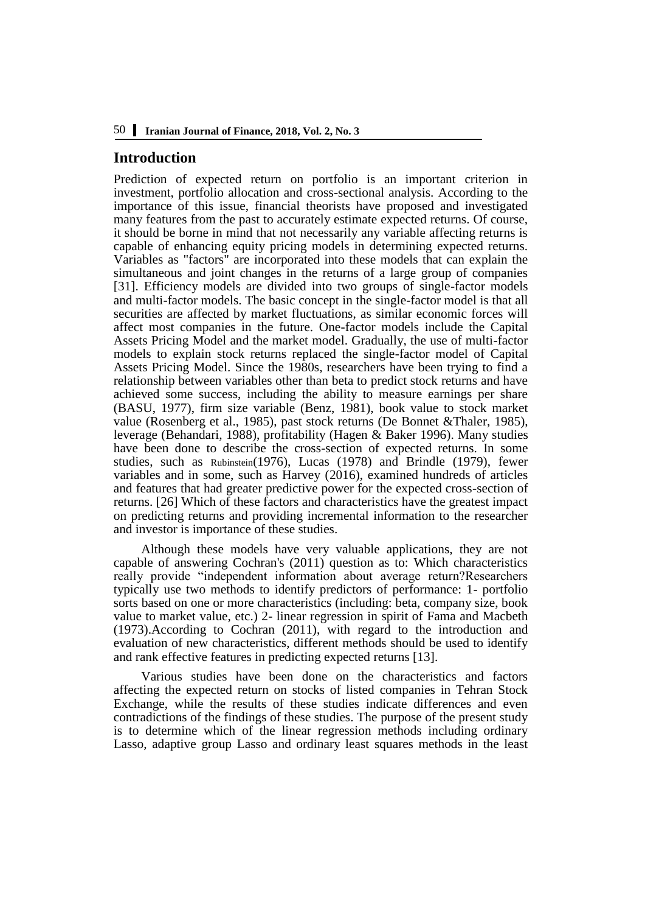## Introduction

Prediction of expected return on portfolio is an important criterion in investment, portfolio allocation and cross-sectional analysis. According to the importance of this issue, financial theorists have proposed and investigated many features from the past to accurately estimate expected returns. Of course, it should be borne in mind that not necessarily any variable affecting returns is capable of enhancing equity pricing models in determining expected returns. Variables as "factors" are incorporated into these models that can explain the simultaneous and joint changes in the returns of a large group of companies [31]. Efficiency models are divided into two groups of single-factor models and multi-factor models. The basic concept in the single-factor model is that all securities are affected by market fluctuations, as similar economic forces will affect most companies in the future. One-factor models include the Capital Assets Pricing Model and the market model. Gradually, the use of multi-factor models to explain stock returns replaced the single-factor model of Capital Assets Pricing Model. Since the 1980s, researchers have been trying to find a relationship between variables other than beta to predict stock returns and have achieved some success, including the ability to measure earnings per share (BASU, 1977), firm size variable (Benz, 1981), book value to stock market value (Rosenberg et al., 1985), past stock returns (De Bonnet &Thaler, 1985), leverage (Behandari, 1988), profitability (Hagen & Baker 1996). Many studies have been done to describe the cross-section of expected returns. In some studies, such as Rubinstein(1976), Lucas (1978) and Brindle (1979), fewer variables and in some, such as Harvey (2016), examined hundreds of articles and features that had greater predictive power for the expected cross-section of returns. [26] Which of these factors and characteristics have the greatest impact on predicting returns and providing incremental information to the researcher and investor is importance of these studies.

Although these models have very valuable applications, they are not capable of answering Cochran's (2011) question as to: Which characteristics really provide "independent information about average return?Researchers typically use two methods to identify predictors of performance: 1- portfolio sorts based on one or more characteristics (including: beta, company size, book value to market value, etc.) 2- linear regression in spirit of Fama and Macbeth (1973).According to Cochran (2011), with regard to the introduction and evaluation of new characteristics, different methods should be used to identify and rank effective features in predicting expected returns [13].

Various studies have been done on the characteristics and factors affecting the expected return on stocks of listed companies in Tehran Stock Exchange, while the results of these studies indicate differences and even contradictions of the findings of these studies. The purpose of the present study is to determine which of the linear regression methods including ordinary Lasso, adaptive group Lasso and ordinary least squares methods in the least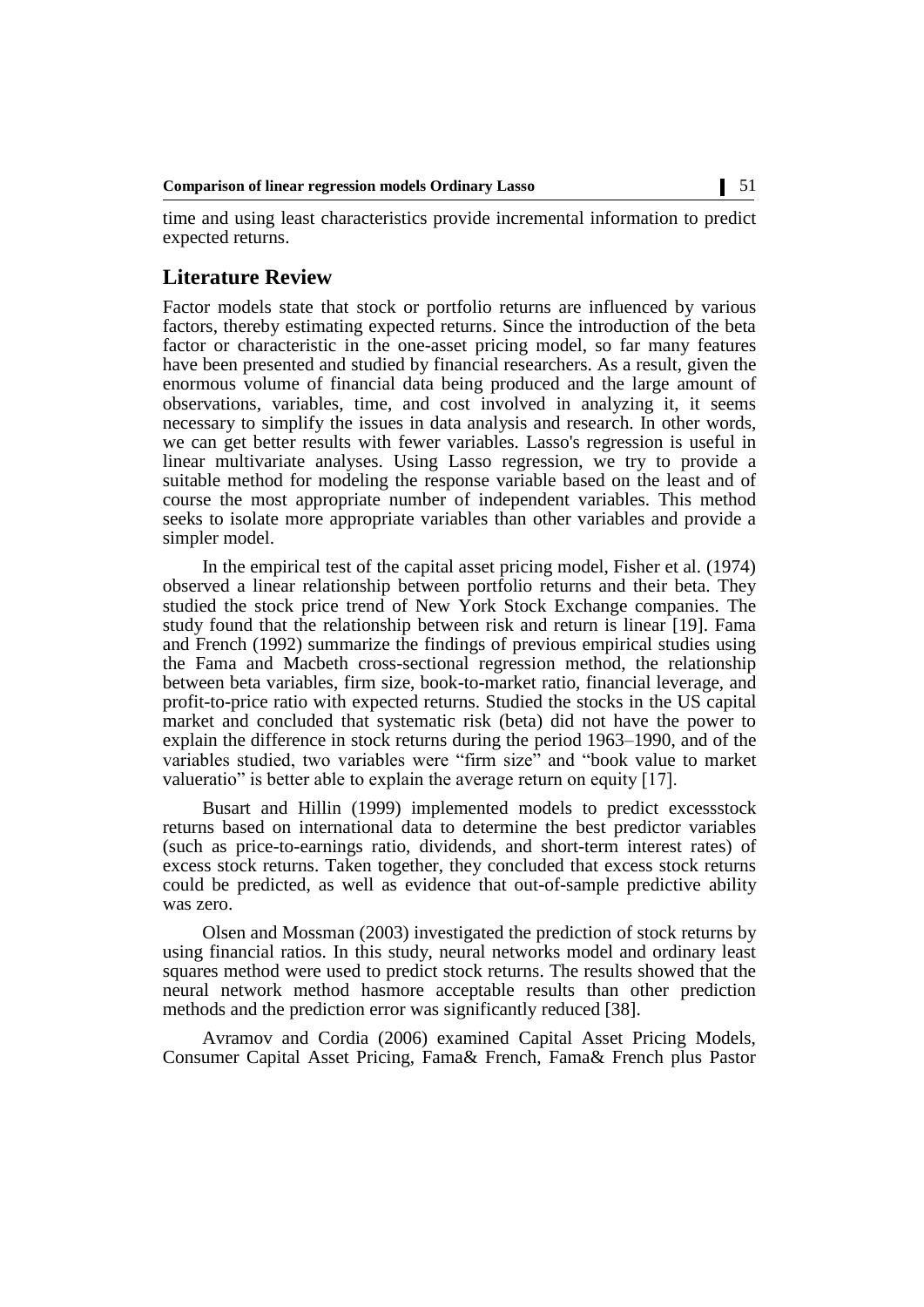time and using least characteristics provide incremental information to predict expected returns.

## Literature Review

Factor models state that stock or portfolio returns are influenced by various factors, thereby estimating expected returns. Since the introduction of the beta factor or characteristic in the one-asset pricing model, so far many features have been presented and studied by financial researchers. As a result, given the enormous volume of financial data being produced and the large amount of observations, variables, time, and cost involved in analyzing it, it seems necessary to simplify the issues in data analysis and research. In other words, we can get better results with fewer variables. Lasso's regression is useful in linear multivariate analyses. Using Lasso regression, we try to provide a suitable method for modeling the response variable based on the least and of course the most appropriate number of independent variables. This method seeks to isolate more appropriate variables than other variables and provide a simpler model.

In the empirical test of the capital asset pricing model, Fisher et al. (1974) observed a linear relationship between portfolio returns and their beta. They studied the stock price trend of New York Stock Exchange companies. The study found that the relationship between risk and return is linear [19]. Fama and French (1992) summarize the findings of previous empirical studies using the Fama and Macbeth cross-sectional regression method, the relationship between beta variables, firm size, book-to-market ratio, financial leverage, and profit-to-price ratio with expected returns. Studied the stocks in the US capital market and concluded that systematic risk (beta) did not have the power to explain the difference in stock returns during the period 1963–1990, and of the variables studied, two variables were "firm size" and "book value to market valueratio" is better able to explain the average return on equity [17].

Busart and Hillin (1999) implemented models to predict excessstock returns based on international data to determine the best predictor variables (such as price-to-earnings ratio, dividends, and short-term interest rates) of excess stock returns. Taken together, they concluded that excess stock returns could be predicted, as well as evidence that out-of-sample predictive ability was zero.

Olsen and Mossman (2003) investigated the prediction of stock returns by using financial ratios. In this study, neural networks model and ordinary least squares method were used to predict stock returns. The results showed that the neural network method hasmore acceptable results than other prediction methods and the prediction error was significantly reduced [38].

Avramov and Cordia (2006) examined Capital Asset Pricing Models, Consumer Capital Asset Pricing, Fama& French, Fama& French plus Pastor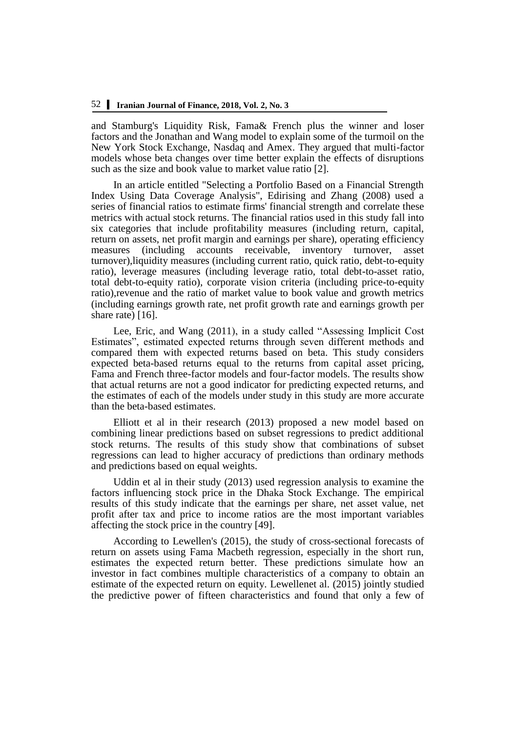and Stamburg's Liquidity Risk, Fama& French plus the winner and loser factors and the Jonathan and Wang model to explain some of the turmoil on the New York Stock Exchange, Nasdaq and Amex. They argued that multi-factor models whose beta changes over time better explain the effects of disruptions such as the size and book value to market value ratio [2].

In an article entitled "Selecting a Portfolio Based on a Financial Strength Index Using Data Coverage Analysis", Edirising and Zhang (2008) used a series of financial ratios to estimate firms' financial strength and correlate these metrics with actual stock returns. The financial ratios used in this study fall into six categories that include profitability measures (including return, capital, return on assets, net profit margin and earnings per share), operating efficiency measures (including accounts receivable, inventory turnover, asset turnover),liquidity measures (including current ratio, quick ratio, debt-to-equity ratio), leverage measures (including leverage ratio, total debt-to-asset ratio, total debt-to-equity ratio), corporate vision criteria (including price-to-equity ratio),revenue and the ratio of market value to book value and growth metrics (including earnings growth rate, net profit growth rate and earnings growth per share rate) [16].

Lee, Eric, and Wang (2011), in a study called "Assessing Implicit Cost Estimates", estimated expected returns through seven different methods and compared them with expected returns based on beta. This study considers expected beta-based returns equal to the returns from capital asset pricing, Fama and French three-factor models and four-factor models. The results show that actual returns are not a good indicator for predicting expected returns, and the estimates of each of the models under study in this study are more accurate than the beta-based estimates.

Elliott et al in their research (2013) proposed a new model based on combining linear predictions based on subset regressions to predict additional stock returns. The results of this study show that combinations of subset regressions can lead to higher accuracy of predictions than ordinary methods and predictions based on equal weights.

Uddin et al in their study (2013) used regression analysis to examine the factors influencing stock price in the Dhaka Stock Exchange. The empirical results of this study indicate that the earnings per share, net asset value, net profit after tax and price to income ratios are the most important variables affecting the stock price in the country [49].

According to Lewellen's (2015), the study of cross-sectional forecasts of return on assets using Fama Macbeth regression, especially in the short run, estimates the expected return better. These predictions simulate how an investor in fact combines multiple characteristics of a company to obtain an estimate of the expected return on equity. Lewellenet al. (2015) jointly studied the predictive power of fifteen characteristics and found that only a few of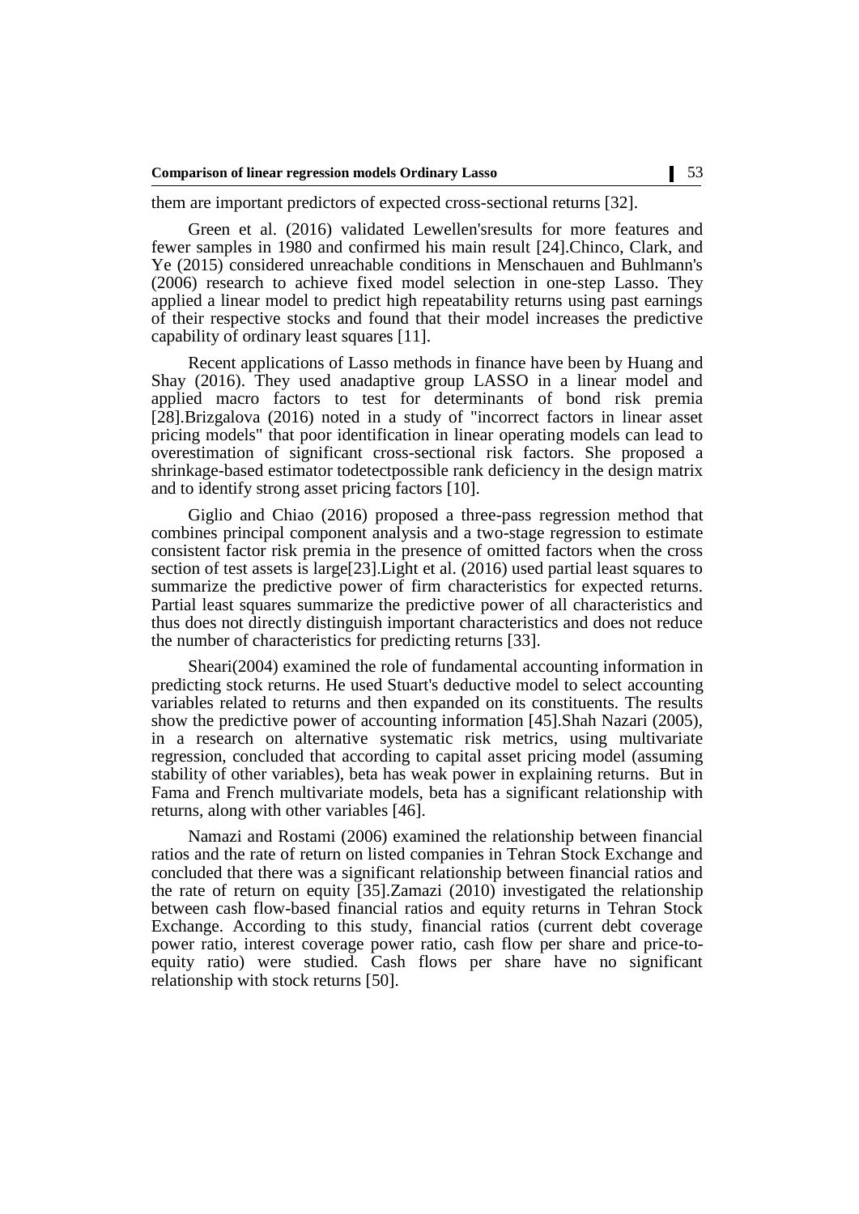them are important predictors of expected cross-sectional returns [32].

Green et al. (2016) validated Lewellen'sresults for more features and fewer samples in 1980 and confirmed his main result [24].Chinco, Clark, and Ye (2015) considered unreachable conditions in Menschauen and Buhlmann's (2006) research to achieve fixed model selection in one-step Lasso. They applied a linear model to predict high repeatability returns using past earnings of their respective stocks and found that their model increases the predictive capability of ordinary least squares [11].

Recent applications of Lasso methods in finance have been by Huang and Shay (2016). They used anadaptive group LASSO in a linear model and applied macro factors to test for determinants of bond risk premia [28].Brizgalova (2016) noted in a study of "incorrect factors in linear asset pricing models" that poor identification in linear operating models can lead to overestimation of significant cross-sectional risk factors. She proposed a shrinkage-based estimator todetectpossible rank deficiency in the design matrix and to identify strong asset pricing factors [10].

Giglio and Chiao (2016) proposed a three-pass regression method that combines principal component analysis and a two-stage regression to estimate consistent factor risk premia in the presence of omitted factors when the cross section of test assets is large[23].Light et al. (2016) used partial least squares to summarize the predictive power of firm characteristics for expected returns. Partial least squares summarize the predictive power of all characteristics and thus does not directly distinguish important characteristics and does not reduce the number of characteristics for predicting returns [33].

Sheari(2004) examined the role of fundamental accounting information in predicting stock returns. He used Stuart's deductive model to select accounting variables related to returns and then expanded on its constituents. The results show the predictive power of accounting information [45].Shah Nazari (2005), in a research on alternative systematic risk metrics, using multivariate regression, concluded that according to capital asset pricing model (assuming stability of other variables), beta has weak power in explaining returns. But in Fama and French multivariate models, beta has a significant relationship with returns, along with other variables [46].

Namazi and Rostami (2006) examined the relationship between financial ratios and the rate of return on listed companies in Tehran Stock Exchange and concluded that there was a significant relationship between financial ratios and the rate of return on equity [35].Zamazi (2010) investigated the relationship between cash flow-based financial ratios and equity returns in Tehran Stock Exchange. According to this study, financial ratios (current debt coverage power ratio, interest coverage power ratio, cash flow per share and price-to-equity ratio) were studied. Cash flows per share have no significant relationship with stock returns [50].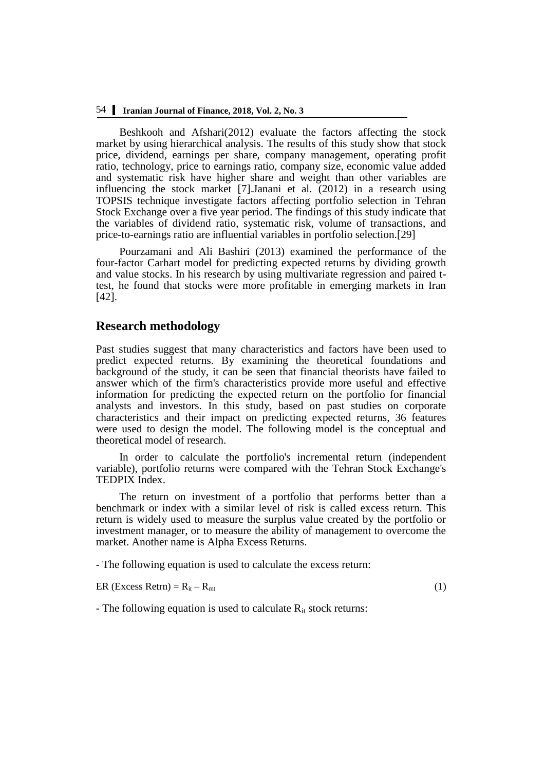Beshkooh and Afshari(2012) evaluate the factors affecting the stock market by using hierarchical analysis. The results of this study show that stock price, dividend, earnings per share, company management, operating profit ratio, technology, price to earnings ratio, company size, economic value added and systematic risk have higher share and weight than other variables are influencing the stock market [7].Janani et al. (2012) in a research using TOPSIS technique investigate factors affecting portfolio selection in Tehran Stock Exchange over a five year period. The findings of this study indicate that the variables of dividend ratio, systematic risk, volume of transactions, and price-to-earnings ratio are influential variables in portfolio selection.[29]

Pourzamani and Ali Bashiri (2013) examined the performance of the four-factor Carhart model for predicting expected returns by dividing growth and value stocks. In his research by using multivariate regression and paired t-test, he found that stocks were more profitable in emerging markets in Iran [42].

## Research methodology

Past studies suggest that many characteristics and factors have been used to predict expected returns. By examining the theoretical foundations and background of the study, it can be seen that financial theorists have failed to answer which of the firm's characteristics provide more useful and effective information for predicting the expected return on the portfolio for financial analysts and investors. In this study, based on past studies on corporate characteristics and their impact on predicting expected returns, 36 features were used to design the model. The following model is the conceptual and theoretical model of research.

In order to calculate the portfolio's incremental return (independent variable), portfolio returns were compared with the Tehran Stock Exchange's TEDPIX Index.

The return on investment of a portfolio that performs better than a benchmark or index with a similar level of risk is called excess return. This return is widely used to measure the surplus value created by the portfolio or investment manager, or to measure the ability of management to overcome the market. Another name is Alpha Excess Returns.

- The following equation is used to calculate the excess return:

$$\text{ER (Excess Retrn)} = R_{it} - R_{mt} \tag{1}$$

- The following equation is used to calculate $R_{it}$ stock returns: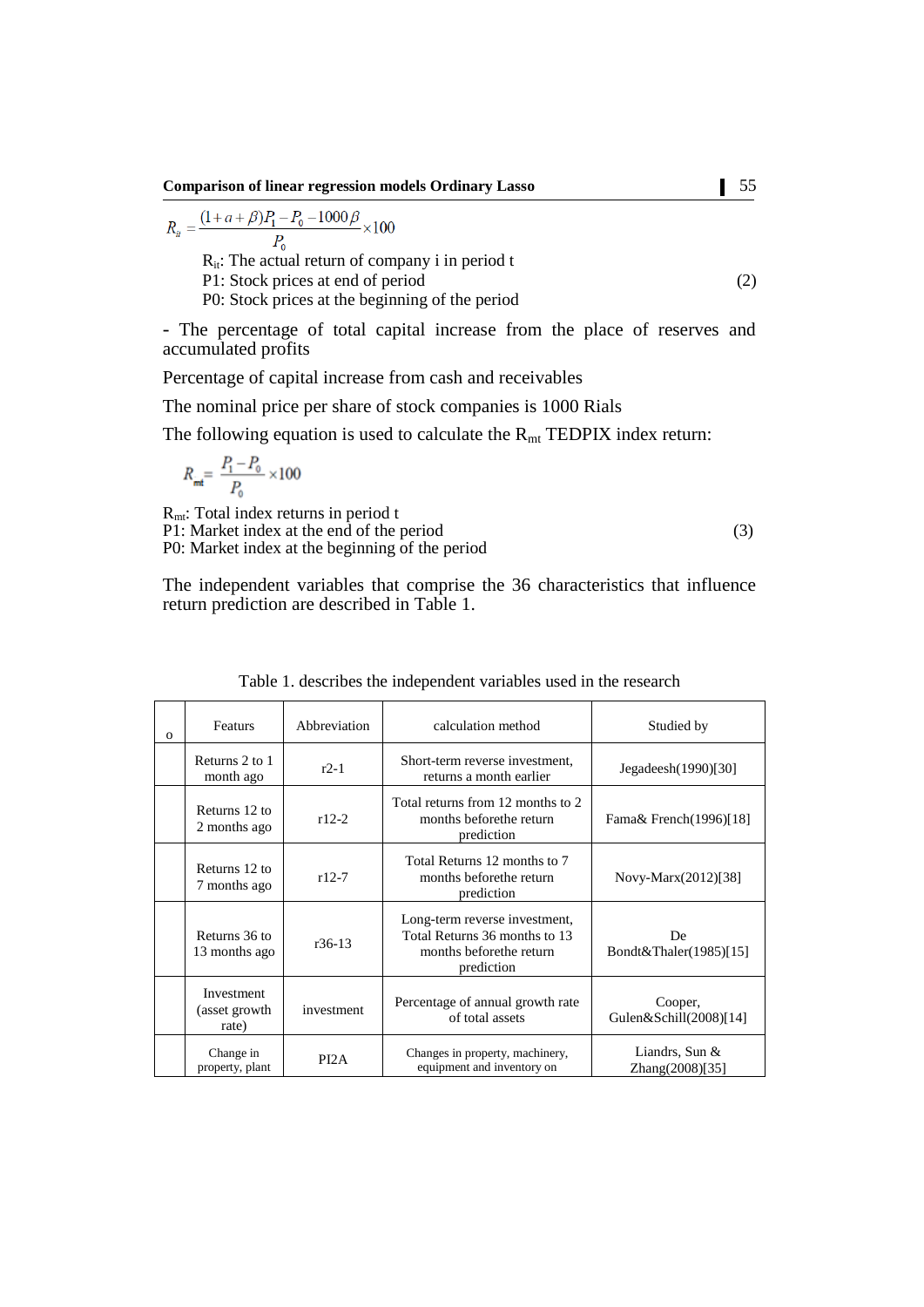$$R_{it} = \frac{(1+a+\beta)P_1 - P_0 - 1000\beta}{P_0} \times 100 \tag{2}$$

$R_{it}$: The actual return of company i in period t
P1: Stock prices at end of period
P0: Stock prices at the beginning of the period

- The percentage of total capital increase from the place of reserves and accumulated profits

Percentage of capital increase from cash and receivables

The nominal price per share of stock companies is 1000 Rials

The following equation is used to calculate the $R_{mt}$ TEDPIX index return:

$$R_{mt} = \frac{P_1 - P_0}{P_0} \times 100 \tag{3}$$

$R_{mt}$: Total index returns in period t
P1: Market index at the end of the period
P0: Market index at the beginning of the period

The independent variables that comprise the 36 characteristics that influence return prediction are described in Table 1.

Table 1. describes the independent variables used in the research

| o | Featurs | Abbreviation | calculation method | Studied by |
|---|---|---|---|---|
| | Returns 2 to 1 month ago | r2-1 | Short-term reverse investment, returns a month earlier | Jegadeesh(1990)[30] |
| | Returns 12 to 2 months ago | r12-2 | Total returns from 12 months to 2 months beforethe return prediction | Fama& French(1996)[18] |
| | Returns 12 to 7 months ago | r12-7 | Total Returns 12 months to 7 months beforethe return prediction | Novy-Marx(2012)[38] |
| | Returns 36 to 13 months ago | r36-13 | Long-term reverse investment, Total Returns 36 months to 13 months beforethe return prediction | De Bondt&Thaler(1985)[15] |
| | Investment (asset growth rate) | investment | Percentage of annual growth rate of total assets | Cooper, Gulen&Schill(2008)[14] |
| | Change in property, plant | PI2A | Changes in property, machinery, equipment and inventory on | Liandrs, Sun & Zhang(2008)[35] |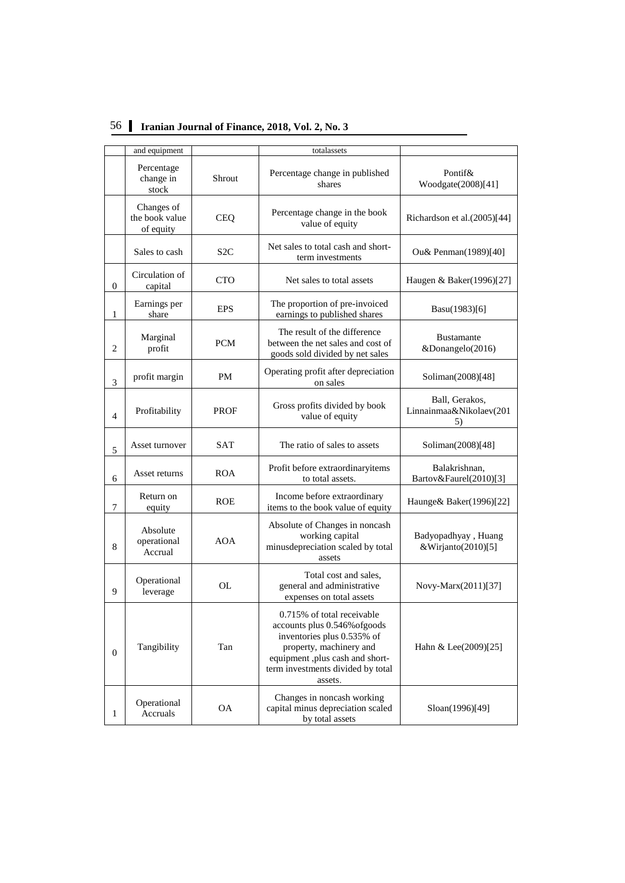|  | and equipment |  | totalassets |  |
|---|---|---|---|---|
|  | Percentage change in stock | Shrout | Percentage change in published shares | Pontif& Woodgate(2008)[41] |
|  | Changes of the book value of equity | CEQ | Percentage change in the book value of equity | Richardson et al.(2005)[44] |
|  | Sales to cash | S2C | Net sales to total cash and short-term investments | Ou& Penman(1989)[40] |
| 0 | Circulation of capital | CTO | Net sales to total assets | Haugen & Baker(1996)[27] |
| 1 | Earnings per share | EPS | The proportion of pre-invoiced earnings to published shares | Basu(1983)[6] |
| 2 | Marginal profit | PCM | The result of the difference between the net sales and cost of goods sold divided by net sales | Bustamante &Donangelo(2016) |
| 3 | profit margin | PM | Operating profit after depreciation on sales | Soliman(2008)[48] |
| 4 | Profitability | PROF | Gross profits divided by book value of equity | Ball, Gerakos, Linnainmaa&Nikolaev(2015) |
| 5 | Asset turnover | SAT | The ratio of sales to assets | Soliman(2008)[48] |
| 6 | Asset returns | ROA | Profit before extraordinaryitems to total assets. | Balakrishnan, Bartov&Faurel(2010)[3] |
| 7 | Return on equity | ROE | Income before extraordinary items to the book value of equity | Haunge& Baker(1996)[22] |
| 8 | Absolute operational Accrual | AOA | Absolute of Changes in noncash working capital minusdepreciation scaled by total assets | Badyopadhyay , Huang &Wirjanto(2010)[5] |
| 9 | Operational leverage | OL | Total cost and sales, general and administrative expenses on total assets | Novy-Marx(2011)[37] |
| 0 | Tangibility | Tan | 0.715% of total receivable accounts plus 0.546%ofgoods inventories plus 0.535% of property, machinery and equipment ,plus cash and short-term investments divided by total assets. | Hahn & Lee(2009)[25] |
| 1 | Operational Accruals | OA | Changes in noncash working capital minus depreciation scaled by total assets | Sloan(1996)[49] |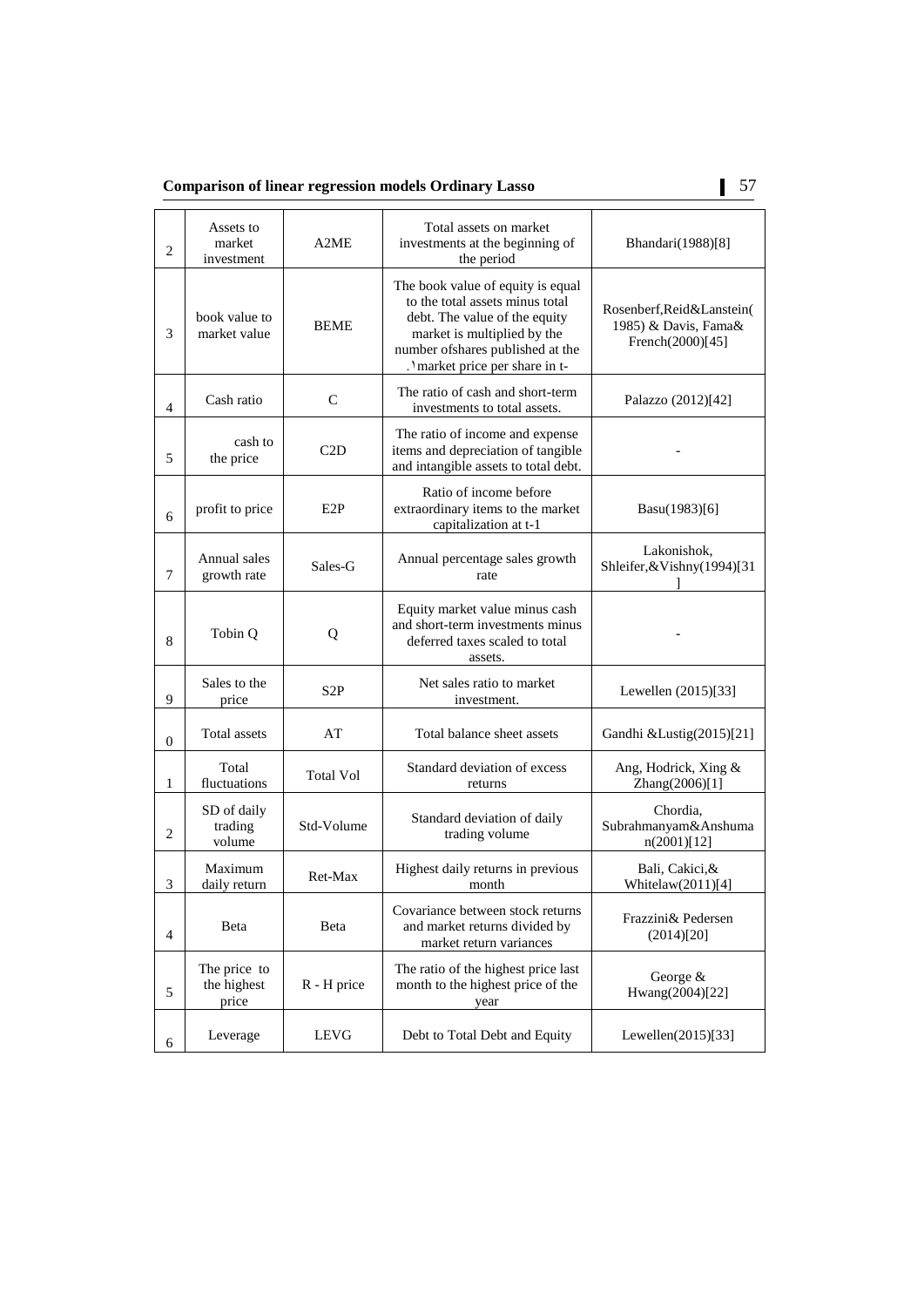| 2 | Assets to market investment | A2ME | Total assets on market investments at the beginning of the period | Bhandari(1988)[8] |
|---|---|---|---|---|
| 3 | book value to market value | BEME | The book value of equity is equal to the total assets minus total debt. The value of the equity market is multiplied by the number ofshares published at the .۱market price per share in t- | Rosenberf,Reid&Lanstein( 1985) & Davis, Fama& French(2000)[45] |
| 4 | Cash ratio | C | The ratio of cash and short-term investments to total assets. | Palazzo (2012)[42] |
| 5 | cash to the price | C2D | The ratio of income and expense items and depreciation of tangible and intangible assets to total debt. | - |
| 6 | profit to price | E2P | Ratio of income before extraordinary items to the market capitalization at t-1 | Basu(1983)[6] |
| 7 | Annual sales growth rate | Sales-G | Annual percentage sales growth rate | Lakonishok, Shleifer,&Vishny(1994)[31] |
| 8 | Tobin Q | Q | Equity market value minus cash and short-term investments minus deferred taxes scaled to total assets. | - |
| 9 | Sales to the price | S2P | Net sales ratio to market investment. | Lewellen (2015)[33] |
| 0 | Total assets | AT | Total balance sheet assets | Gandhi &Lustig(2015)[21] |
| 1 | Total fluctuations | Total Vol | Standard deviation of excess returns | Ang, Hodrick, Xing & Zhang(2006)[1] |
| 2 | SD of daily trading volume | Std-Volume | Standard deviation of daily trading volume | Chordia, Subrahmanyam&Anshuman(2001)[12] |
| 3 | Maximum daily return | Ret-Max | Highest daily returns in previous month | Bali, Cakici,& Whitelaw(2011)[4] |
| 4 | Beta | Beta | Covariance between stock returns and market returns divided by market return variances | Frazzini& Pedersen (2014)[20] |
| 5 | The price to the highest price | R - H price | The ratio of the highest price last month to the highest price of the year | George & Hwang(2004)[22] |
| 6 | Leverage | LEVG | Debt to Total Debt and Equity | Lewellen(2015)[33] |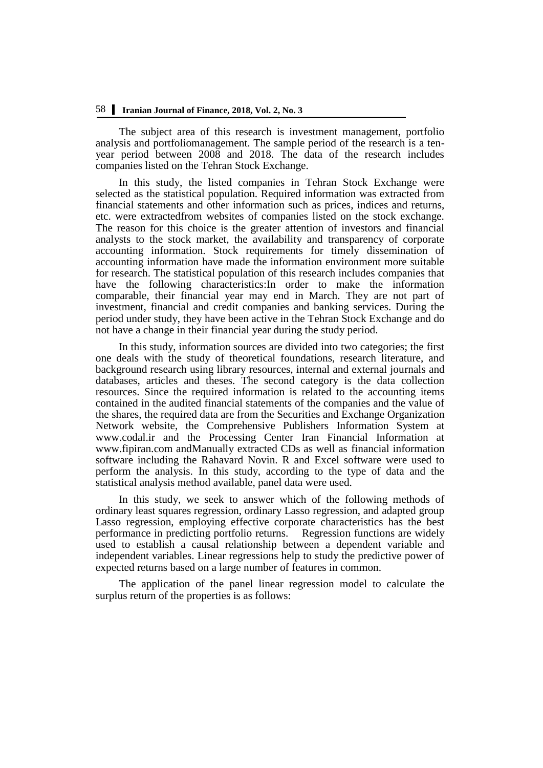The subject area of this research is investment management, portfolio analysis and portfoliomanagement. The sample period of the research is a ten-year period between 2008 and 2018. The data of the research includes companies listed on the Tehran Stock Exchange.

In this study, the listed companies in Tehran Stock Exchange were selected as the statistical population. Required information was extracted from financial statements and other information such as prices, indices and returns, etc. were extractedfrom websites of companies listed on the stock exchange. The reason for this choice is the greater attention of investors and financial analysts to the stock market, the availability and transparency of corporate accounting information. Stock requirements for timely dissemination of accounting information have made the information environment more suitable for research. The statistical population of this research includes companies that have the following characteristics:In order to make the information comparable, their financial year may end in March. They are not part of investment, financial and credit companies and banking services. During the period under study, they have been active in the Tehran Stock Exchange and do not have a change in their financial year during the study period.

In this study, information sources are divided into two categories; the first one deals with the study of theoretical foundations, research literature, and background research using library resources, internal and external journals and databases, articles and theses. The second category is the data collection resources. Since the required information is related to the accounting items contained in the audited financial statements of the companies and the value of the shares, the required data are from the Securities and Exchange Organization Network website, the Comprehensive Publishers Information System at www.codal.ir and the Processing Center Iran Financial Information at www.fipiran.com andManually extracted CDs as well as financial information software including the Rahavard Novin. R and Excel software were used to perform the analysis. In this study, according to the type of data and the statistical analysis method available, panel data were used.

In this study, we seek to answer which of the following methods of ordinary least squares regression, ordinary Lasso regression, and adapted group Lasso regression, employing effective corporate characteristics has the best performance in predicting portfolio returns. Regression functions are widely used to establish a causal relationship between a dependent variable and independent variables. Linear regressions help to study the predictive power of expected returns based on a large number of features in common.

The application of the panel linear regression model to calculate the surplus return of the properties is as follows: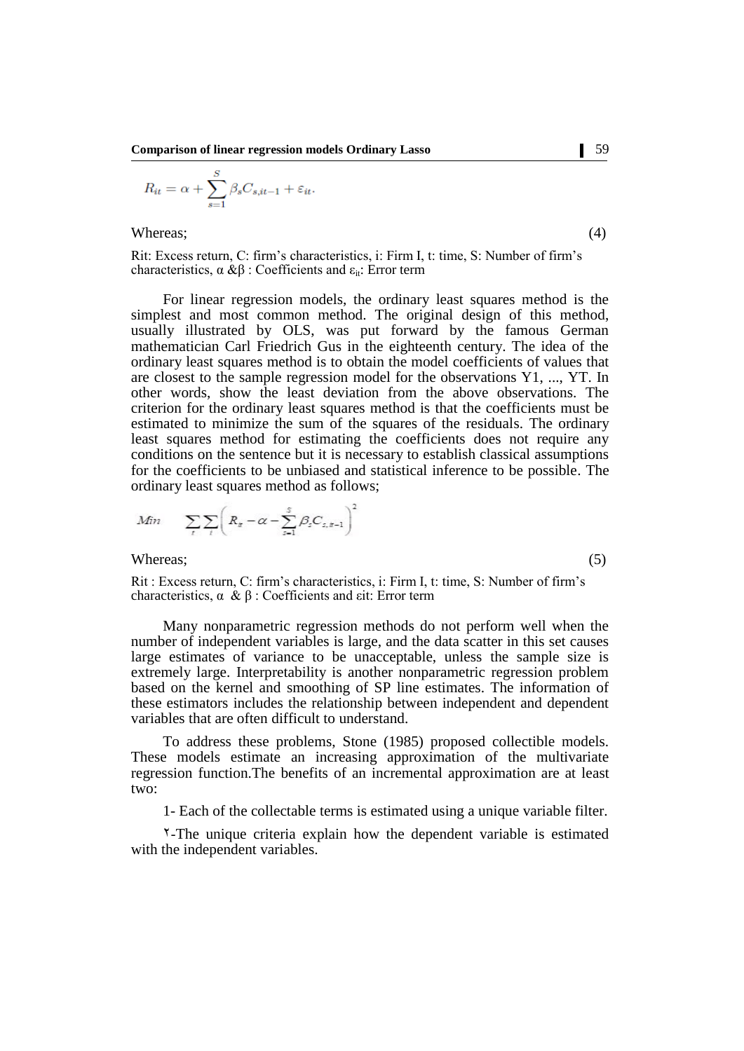$$R_{it} = \alpha + \sum_{s=1}^{S} \beta_s C_{s,it-1} + \varepsilon_{it}.$$

Whereas; (4)

Rit: Excess return, C: firm's characteristics, i: Firm I, t: time, S: Number of firm's characteristics, α &β : Coefficients and $\varepsilon_{it}$: Error term

For linear regression models, the ordinary least squares method is the simplest and most common method. The original design of this method, usually illustrated by OLS, was put forward by the famous German mathematician Carl Friedrich Gus in the eighteenth century. The idea of the ordinary least squares method is to obtain the model coefficients of values that are closest to the sample regression model for the observations Y1, ..., YT. In other words, show the least deviation from the above observations. The criterion for the ordinary least squares method is that the coefficients must be estimated to minimize the sum of the squares of the residuals. The ordinary least squares method for estimating the coefficients does not require any conditions on the sentence but it is necessary to establish classical assumptions for the coefficients to be unbiased and statistical inference to be possible. The ordinary least squares method as follows;

$$Min \quad \sum_{t} \sum_{i} \left( R_{it} - \alpha - \sum_{s=1}^{S} \beta_s C_{s,it-1} \right)^2$$

Whereas; (5)

Rit : Excess return, C: firm's characteristics, i: Firm I, t: time, S: Number of firm's characteristics, α & β : Coefficients and εit: Error term

Many nonparametric regression methods do not perform well when the number of independent variables is large, and the data scatter in this set causes large estimates of variance to be unacceptable, unless the sample size is extremely large. Interpretability is another nonparametric regression problem based on the kernel and smoothing of SP line estimates. The information of these estimators includes the relationship between independent and dependent variables that are often difficult to understand.

To address these problems, Stone (1985) proposed collectible models. These models estimate an increasing approximation of the multivariate regression function.The benefits of an incremental approximation are at least two:

1- Each of the collectable terms is estimated using a unique variable filter.

۲-The unique criteria explain how the dependent variable is estimated with the independent variables.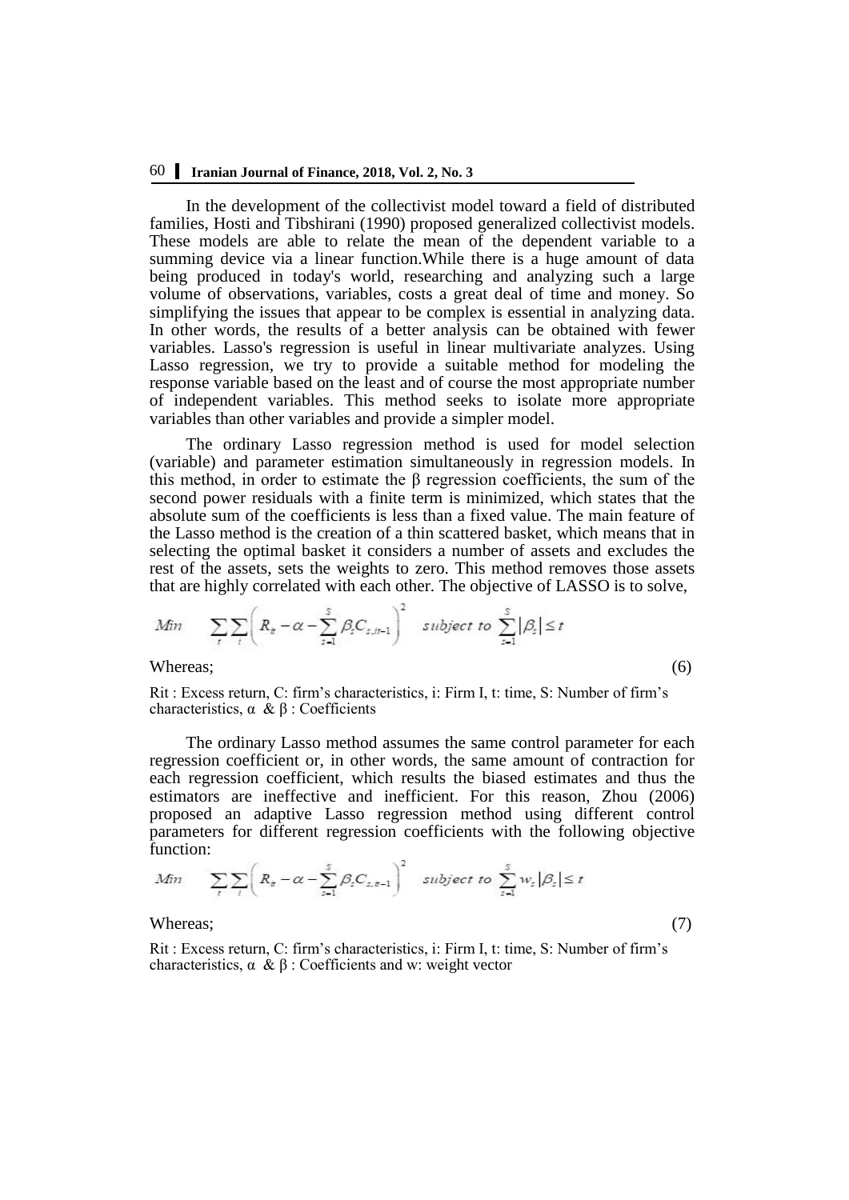In the development of the collectivist model toward a field of distributed families, Hosti and Tibshirani (1990) proposed generalized collectivist models. These models are able to relate the mean of the dependent variable to a summing device via a linear function.While there is a huge amount of data being produced in today's world, researching and analyzing such a large volume of observations, variables, costs a great deal of time and money. So simplifying the issues that appear to be complex is essential in analyzing data. In other words, the results of a better analysis can be obtained with fewer variables. Lasso's regression is useful in linear multivariate analyzes. Using Lasso regression, we try to provide a suitable method for modeling the response variable based on the least and of course the most appropriate number of independent variables. This method seeks to isolate more appropriate variables than other variables and provide a simpler model.

The ordinary Lasso regression method is used for model selection (variable) and parameter estimation simultaneously in regression models. In this method, in order to estimate the β regression coefficients, the sum of the second power residuals with a finite term is minimized, which states that the absolute sum of the coefficients is less than a fixed value. The main feature of the Lasso method is the creation of a thin scattered basket, which means that in selecting the optimal basket it considers a number of assets and excludes the rest of the assets, sets the weights to zero. This method removes those assets that are highly correlated with each other. The objective of LASSO is to solve,

$$Min \quad \sum_{t}\sum_{i}\left(R_{it}-\alpha-\sum_{s=1}^{S}\beta_{s}C_{s,it-1}\right)^{2} \quad subject\ to\ \sum_{s=1}^{S}\left|\beta_{s}\right|\leq t$$

Whereas; (6)

Rit : Excess return, C: firm's characteristics, i: Firm I, t: time, S: Number of firm's characteristics, α & β : Coefficients

The ordinary Lasso method assumes the same control parameter for each regression coefficient or, in other words, the same amount of contraction for each regression coefficient, which results the biased estimates and thus the estimators are ineffective and inefficient. For this reason, Zhou (2006) proposed an adaptive Lasso regression method using different control parameters for different regression coefficients with the following objective function:

$$Min \quad \sum_{t}\sum_{i}\left(R_{it}-\alpha-\sum_{s=1}^{S}\beta_{s}C_{s,it-1}\right)^{2} \quad subject\ to\ \sum_{s=1}^{S}w_{s}\left|\beta_{s}\right|\leq t$$

Whereas; (7)

Rit : Excess return, C: firm's characteristics, i: Firm I, t: time, S: Number of firm's characteristics, α & β : Coefficients and w: weight vector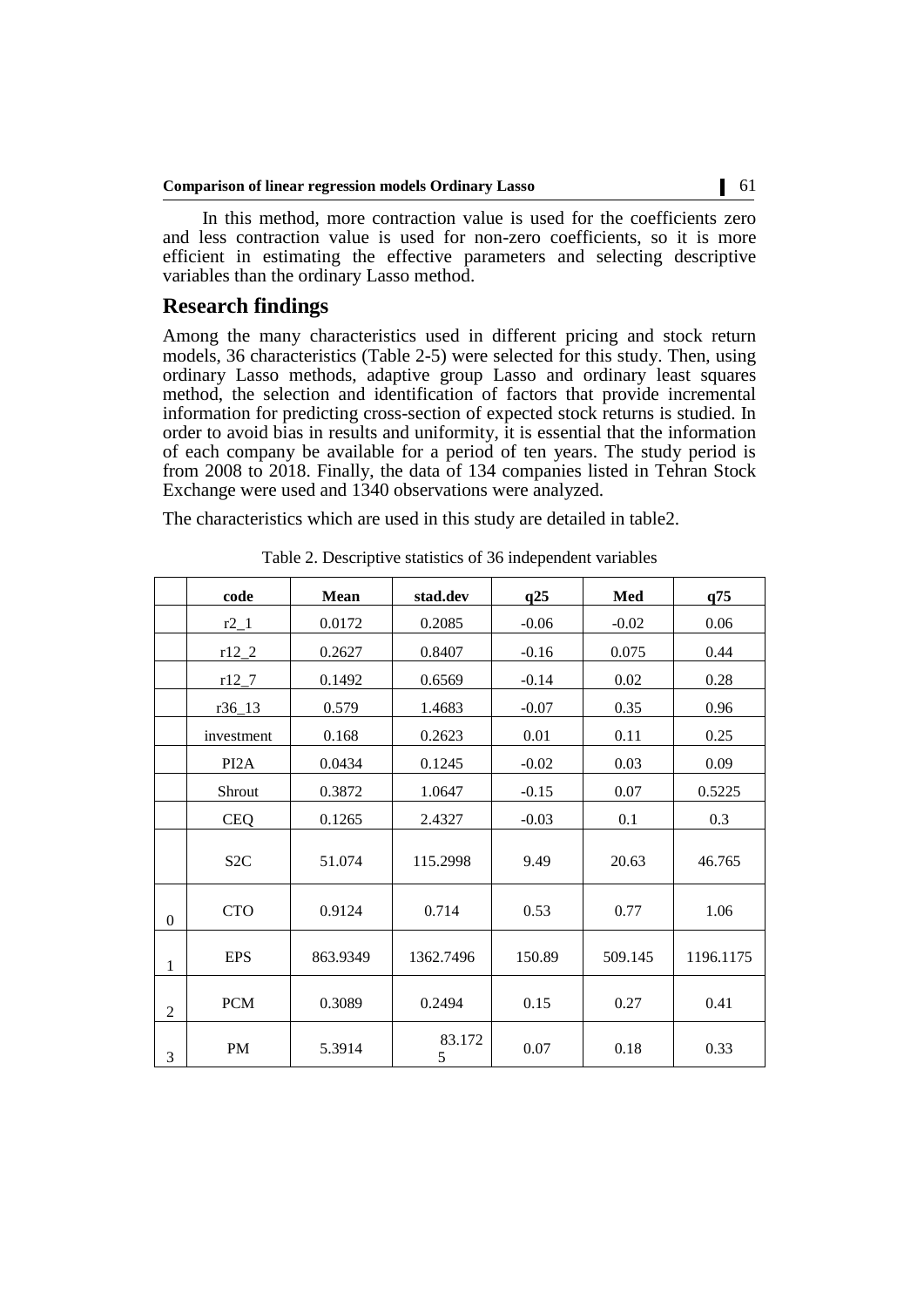In this method, more contraction value is used for the coefficients zero and less contraction value is used for non-zero coefficients, so it is more efficient in estimating the effective parameters and selecting descriptive variables than the ordinary Lasso method.

## Research findings

Among the many characteristics used in different pricing and stock return models, 36 characteristics (Table 2-5) were selected for this study. Then, using ordinary Lasso methods, adaptive group Lasso and ordinary least squares method, the selection and identification of factors that provide incremental information for predicting cross-section of expected stock returns is studied. In order to avoid bias in results and uniformity, it is essential that the information of each company be available for a period of ten years. The study period is from 2008 to 2018. Finally, the data of 134 companies listed in Tehran Stock Exchange were used and 1340 observations were analyzed.

The characteristics which are used in this study are detailed in table2.

Table 2. Descriptive statistics of 36 independent variables

| | code | Mean | stad.dev | q25 | Med | q75 |
|---|---|---|---|---|---|---|
| | r2_1 | 0.0172 | 0.2085 | -0.06 | -0.02 | 0.06 |
| | r12_2 | 0.2627 | 0.8407 | -0.16 | 0.075 | 0.44 |
| | r12_7 | 0.1492 | 0.6569 | -0.14 | 0.02 | 0.28 |
| | r36_13 | 0.579 | 1.4683 | -0.07 | 0.35 | 0.96 |
| | investment | 0.168 | 0.2623 | 0.01 | 0.11 | 0.25 |
| | PI2A | 0.0434 | 0.1245 | -0.02 | 0.03 | 0.09 |
| | Shrout | 0.3872 | 1.0647 | -0.15 | 0.07 | 0.5225 |
| | CEQ | 0.1265 | 2.4327 | -0.03 | 0.1 | 0.3 |
| | S2C | 51.074 | 115.2998 | 9.49 | 20.63 | 46.765 |
| 0 | CTO | 0.9124 | 0.714 | 0.53 | 0.77 | 1.06 |
| 1 | EPS | 863.9349 | 1362.7496 | 150.89 | 509.145 | 1196.1175 |
| 2 | PCM | 0.3089 | 0.2494 | 0.15 | 0.27 | 0.41 |
| 3 | PM | 5.3914 | 83.1725 | 0.07 | 0.18 | 0.33 |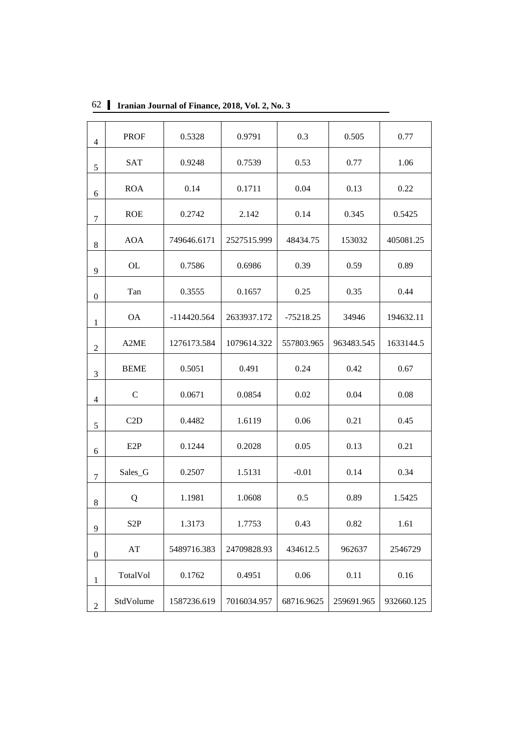| 4 | PROF | 0.5328 | 0.9791 | 0.3 | 0.505 | 0.77 |
|---|---|---|---|---|---|---|
| 5 | SAT | 0.9248 | 0.7539 | 0.53 | 0.77 | 1.06 |
| 6 | ROA | 0.14 | 0.1711 | 0.04 | 0.13 | 0.22 |
| 7 | ROE | 0.2742 | 2.142 | 0.14 | 0.345 | 0.5425 |
| 8 | AOA | 749646.6171 | 2527515.999 | 48434.75 | 153032 | 405081.25 |
| 9 | OL | 0.7586 | 0.6986 | 0.39 | 0.59 | 0.89 |
| 0 | Tan | 0.3555 | 0.1657 | 0.25 | 0.35 | 0.44 |
| 1 | OA | -114420.564 | 2633937.172 | -75218.25 | 34946 | 194632.11 |
| 2 | A2ME | 1276173.584 | 1079614.322 | 557803.965 | 963483.545 | 1633144.5 |
| 3 | BEME | 0.5051 | 0.491 | 0.24 | 0.42 | 0.67 |
| 4 | C | 0.0671 | 0.0854 | 0.02 | 0.04 | 0.08 |
| 5 | C2D | 0.4482 | 1.6119 | 0.06 | 0.21 | 0.45 |
| 6 | E2P | 0.1244 | 0.2028 | 0.05 | 0.13 | 0.21 |
| 7 | Sales_G | 0.2507 | 1.5131 | -0.01 | 0.14 | 0.34 |
| 8 | Q | 1.1981 | 1.0608 | 0.5 | 0.89 | 1.5425 |
| 9 | S2P | 1.3173 | 1.7753 | 0.43 | 0.82 | 1.61 |
| 0 | AT | 5489716.383 | 24709828.93 | 434612.5 | 962637 | 2546729 |
| 1 | TotalVol | 0.1762 | 0.4951 | 0.06 | 0.11 | 0.16 |
| 2 | StdVolume | 1587236.619 | 7016034.957 | 68716.9625 | 259691.965 | 932660.125 |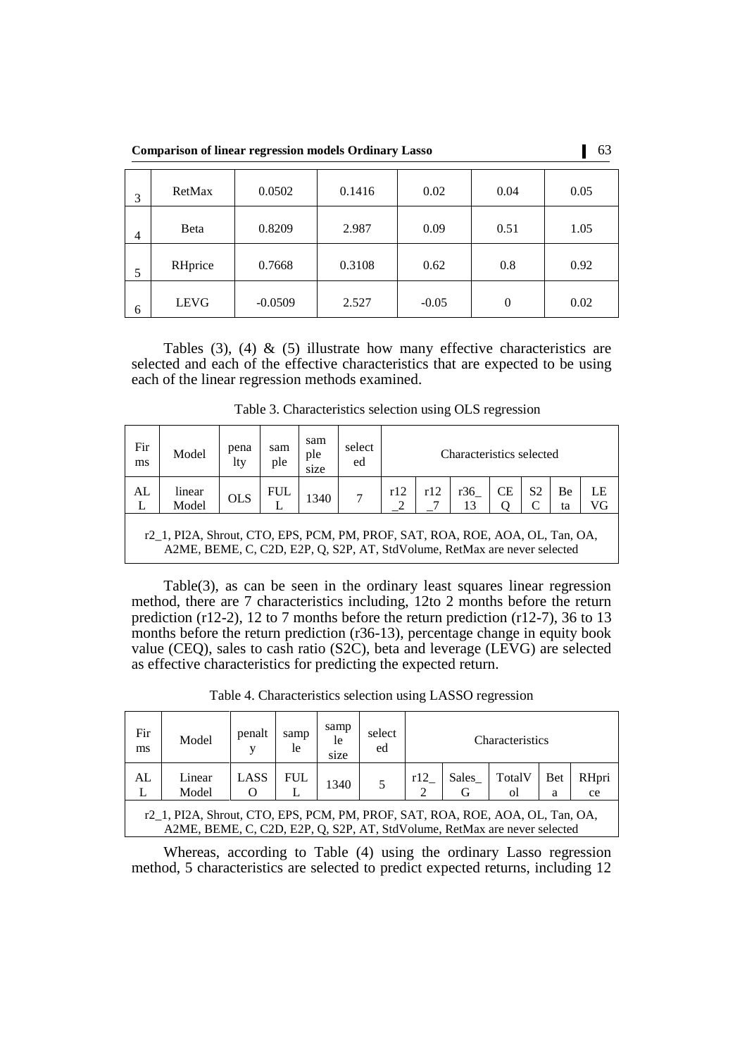| 3 | RetMax | 0.0502 | 0.1416 | 0.02 | 0.04 | 0.05 |
|---|---|---|---|---|---|---|
| 4 | Beta | 0.8209 | 2.987 | 0.09 | 0.51 | 1.05 |
| 5 | RHprice | 0.7668 | 0.3108 | 0.62 | 0.8 | 0.92 |
| 6 | LEVG | -0.0509 | 2.527 | -0.05 | 0 | 0.02 |

Tables (3), (4) & (5) illustrate how many effective characteristics are selected and each of the effective characteristics that are expected to be using each of the linear regression methods examined.

Table 3. Characteristics selection using OLS regression

| Firms | Model | penalty | sample | sample size | selected | Characteristics selected | | | | | | |
|---|---|---|---|---|---|---|---|---|---|---|---|---|
| AL L | linear Model | OLS | FULL | 1340 | 7 | r12_2 | r12_7 | r36_13 | CEQ | S2C | Beta | LEVG |
| r2_1, PI2A, Shrout, CTO, EPS, PCM, PM, PROF, SAT, ROA, ROE, AOA, OL, Tan, OA, A2ME, BEME, C, C2D, E2P, Q, S2P, AT, StdVolume, RetMax are never selected | | | | | | | | | | | | |

Table(3), as can be seen in the ordinary least squares linear regression method, there are 7 characteristics including, 12to 2 months before the return prediction (r12-2), 12 to 7 months before the return prediction (r12-7), 36 to 13 months before the return prediction (r36-13), percentage change in equity book value (CEQ), sales to cash ratio (S2C), beta and leverage (LEVG) are selected as effective characteristics for predicting the expected return.

Table 4. Characteristics selection using LASSO regression

| Firms | Model | penalty | sample | sample size | selected | Characteristics | | | | |
|---|---|---|---|---|---|---|---|---|---|---|
| AL L | Linear Model | LASSO | FULL | 1340 | 5 | r12_2 | Sales_G | TotalVol | Beta | RHprice |
| r2_1, PI2A, Shrout, CTO, EPS, PCM, PM, PROF, SAT, ROA, ROE, AOA, OL, Tan, OA, A2ME, BEME, C, C2D, E2P, Q, S2P, AT, StdVolume, RetMax are never selected | | | | | | | | | | |

Whereas, according to Table (4) using the ordinary Lasso regression method, 5 characteristics are selected to predict expected returns, including 12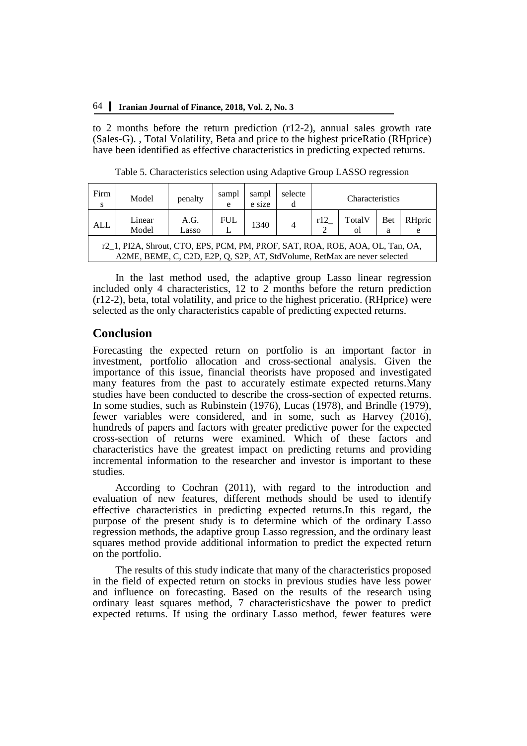to 2 months before the return prediction (r12-2), annual sales growth rate (Sales-G). , Total Volatility, Beta and price to the highest priceRatio (RHprice) have been identified as effective characteristics in predicting expected returns.

Table 5. Characteristics selection using Adaptive Group LASSO regression

| Firms | Model | penalty | sample | sample size | selected | Characteristics | | | |
|---|---|---|---|---|---|---|---|---|---|
| ALL | Linear Model | A.G. Lasso | FULL | 1340 | 4 | r12_2 | TotalVol | Beta | RHprice |
| r2_1, PI2A, Shrout, CTO, EPS, PCM, PM, PROF, SAT, ROA, ROE, AOA, OL, Tan, OA, A2ME, BEME, C, C2D, E2P, Q, S2P, AT, StdVolume, RetMax are never selected | | | | | | | | | |

In the last method used, the adaptive group Lasso linear regression included only 4 characteristics, 12 to 2 months before the return prediction (r12-2), beta, total volatility, and price to the highest priceratio. (RHprice) were selected as the only characteristics capable of predicting expected returns.

## Conclusion

Forecasting the expected return on portfolio is an important factor in investment, portfolio allocation and cross-sectional analysis. Given the importance of this issue, financial theorists have proposed and investigated many features from the past to accurately estimate expected returns.Many studies have been conducted to describe the cross-section of expected returns. In some studies, such as Rubinstein (1976), Lucas (1978), and Brindle (1979), fewer variables were considered, and in some, such as Harvey (2016), hundreds of papers and factors with greater predictive power for the expected cross-section of returns were examined. Which of these factors and characteristics have the greatest impact on predicting returns and providing incremental information to the researcher and investor is important to these studies.

According to Cochran (2011), with regard to the introduction and evaluation of new features, different methods should be used to identify effective characteristics in predicting expected returns.In this regard, the purpose of the present study is to determine which of the ordinary Lasso regression methods, the adaptive group Lasso regression, and the ordinary least squares method provide additional information to predict the expected return on the portfolio.

The results of this study indicate that many of the characteristics proposed in the field of expected return on stocks in previous studies have less power and influence on forecasting. Based on the results of the research using ordinary least squares method, 7 characteristicshave the power to predict expected returns. If using the ordinary Lasso method, fewer features were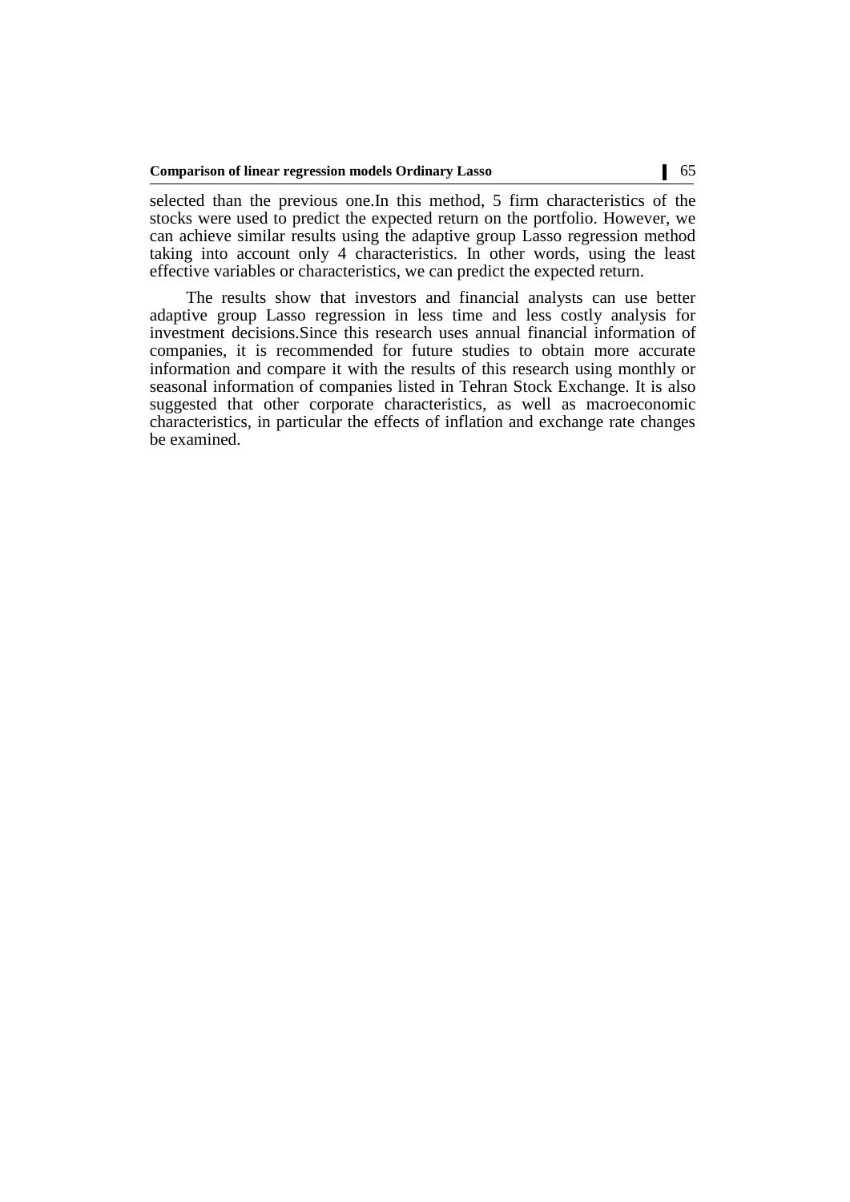selected than the previous one.In this method, 5 firm characteristics of the stocks were used to predict the expected return on the portfolio. However, we can achieve similar results using the adaptive group Lasso regression method taking into account only 4 characteristics. In other words, using the least effective variables or characteristics, we can predict the expected return.

The results show that investors and financial analysts can use better adaptive group Lasso regression in less time and less costly analysis for investment decisions.Since this research uses annual financial information of companies, it is recommended for future studies to obtain more accurate information and compare it with the results of this research using monthly or seasonal information of companies listed in Tehran Stock Exchange. It is also suggested that other corporate characteristics, as well as macroeconomic characteristics, in particular the effects of inflation and exchange rate changes be examined.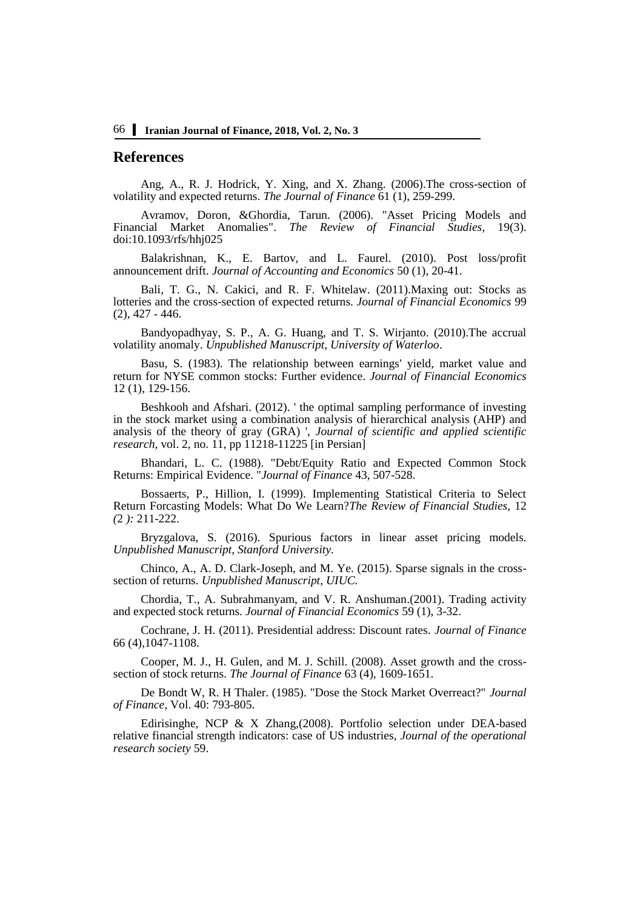## References

Ang, A., R. J. Hodrick, Y. Xing, and X. Zhang. (2006).The cross-section of volatility and expected returns. *The Journal of Finance* 61 (1), 259-299.

Avramov, Doron, &Ghordia, Tarun. (2006). "Asset Pricing Models and Financial Market Anomalies". *The Review of Financial Studies*, 19(3). doi:10.1093/rfs/hhj025

Balakrishnan, K., E. Bartov, and L. Faurel. (2010). Post loss/profit announcement drift. *Journal of Accounting and Economics* 50 (1), 20-41.

Bali, T. G., N. Cakici, and R. F. Whitelaw. (2011).Maxing out: Stocks as lotteries and the cross-section of expected returns. *Journal of Financial Economics* 99 (2), 427 - 446.

Bandyopadhyay, S. P., A. G. Huang, and T. S. Wirjanto. (2010).The accrual volatility anomaly. *Unpublished Manuscript, University of Waterloo*.

Basu, S. (1983). The relationship between earnings' yield, market value and return for NYSE common stocks: Further evidence. *Journal of Financial Economics* 12 (1), 129-156.

Beshkooh and Afshari. (2012). ' the optimal sampling performance of investing in the stock market using a combination analysis of hierarchical analysis (AHP) and analysis of the theory of gray (GRA) ', *Journal of scientific and applied scientific research*, vol. 2, no. 11, pp 11218-11225 [in Persian]

Bhandari, L. C. (1988). "Debt/Equity Ratio and Expected Common Stock Returns: Empirical Evidence. "*Journal of Finance* 43, 507-528.

Bossaerts, P., Hillion, I. (1999). Implementing Statistical Criteria to Select Return Forcasting Models: What Do We Learn?*The Review of Financial Studies,* 12 *(*2 *):* 211-222.

Bryzgalova, S. (2016). Spurious factors in linear asset pricing models. *Unpublished Manuscript, Stanford University.*

Chinco, A., A. D. Clark-Joseph, and M. Ye. (2015). Sparse signals in the cross-section of returns. *Unpublished Manuscript, UIUC.*

Chordia, T., A. Subrahmanyam, and V. R. Anshuman.(2001). Trading activity and expected stock returns. *Journal of Financial Economics* 59 (1), 3-32.

Cochrane, J. H. (2011). Presidential address: Discount rates. *Journal of Finance* 66 (4),1047-1108.

Cooper, M. J., H. Gulen, and M. J. Schill. (2008). Asset growth and the cross-section of stock returns. *The Journal of Finance* 63 (4), 1609-1651.

De Bondt W, R. H Thaler. (1985). "Dose the Stock Market Overreact?" *Journal of Finance*, Vol. 40: 793-805.

Edirisinghe, NCP & X Zhang,(2008). Portfolio selection under DEA-based relative financial strength indicators: case of US industries, *Journal of the operational research society* 59.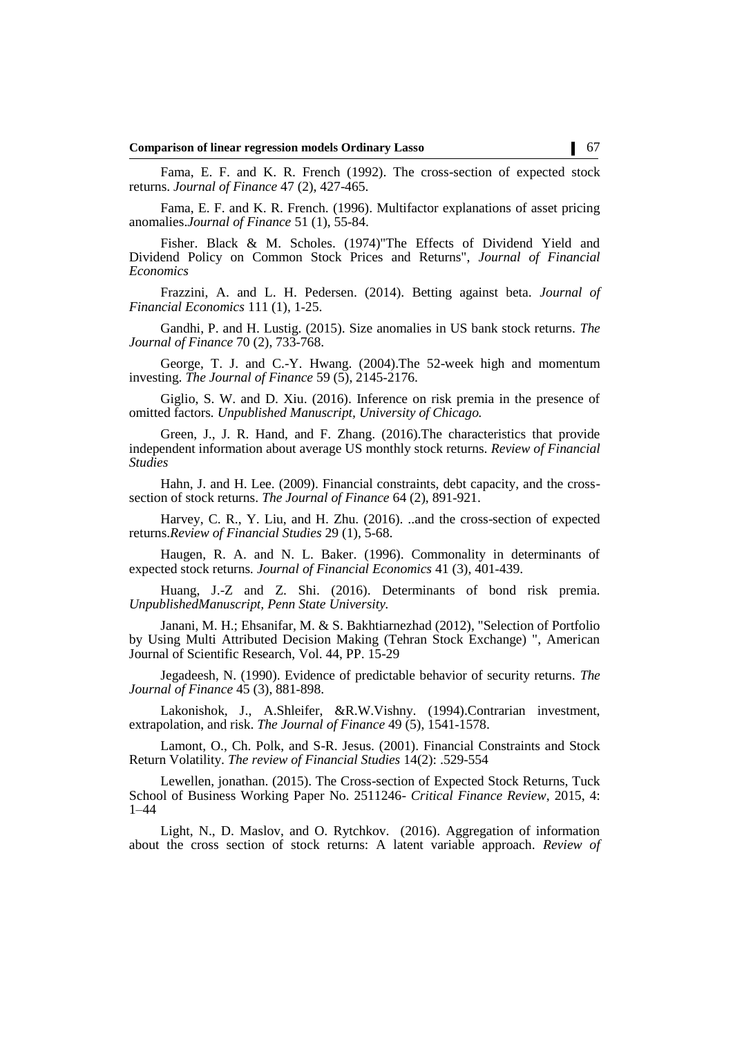Fama, E. F. and K. R. French (1992). The cross-section of expected stock returns. *Journal of Finance* 47 (2), 427-465.

Fama, E. F. and K. R. French. (1996). Multifactor explanations of asset pricing anomalies.*Journal of Finance* 51 (1), 55-84.

Fisher. Black & M. Scholes. (1974)"The Effects of Dividend Yield and Dividend Policy on Common Stock Prices and Returns", *Journal of Financial Economics*

Frazzini, A. and L. H. Pedersen. (2014). Betting against beta. *Journal of Financial Economics* 111 (1), 1-25.

Gandhi, P. and H. Lustig. (2015). Size anomalies in US bank stock returns. *The Journal of Finance* 70 (2), 733-768.

George, T. J. and C.-Y. Hwang. (2004).The 52-week high and momentum investing. *The Journal of Finance* 59 (5), 2145-2176.

Giglio, S. W. and D. Xiu. (2016). Inference on risk premia in the presence of omitted factors. *Unpublished Manuscript, University of Chicago.*

Green, J., J. R. Hand, and F. Zhang. (2016).The characteristics that provide independent information about average US monthly stock returns. *Review of Financial Studies*

Hahn, J. and H. Lee. (2009). Financial constraints, debt capacity, and the cross-section of stock returns. *The Journal of Finance* 64 (2), 891-921.

Harvey, C. R., Y. Liu, and H. Zhu. (2016). ..and the cross-section of expected returns.*Review of Financial Studies* 29 (1), 5-68.

Haugen, R. A. and N. L. Baker. (1996). Commonality in determinants of expected stock returns. *Journal of Financial Economics* 41 (3), 401-439.

Huang, J.-Z and Z. Shi. (2016). Determinants of bond risk premia. *UnpublishedManuscript, Penn State University.*

Janani, M. H.; Ehsanifar, M. & S. Bakhtiarnezhad (2012), "Selection of Portfolio by Using Multi Attributed Decision Making (Tehran Stock Exchange) ", American Journal of Scientific Research, Vol. 44, PP. 15-29

Jegadeesh, N. (1990). Evidence of predictable behavior of security returns. *The Journal of Finance* 45 (3), 881-898.

Lakonishok, J., A.Shleifer, &R.W.Vishny. (1994).Contrarian investment, extrapolation, and risk. *The Journal of Finance* 49 (5), 1541-1578.

Lamont, O., Ch. Polk, and S-R. Jesus. (2001). Financial Constraints and Stock Return Volatility. *The review of Financial Studies* 14(2): .529-554

Lewellen, jonathan. (2015). The Cross-section of Expected Stock Returns, Tuck School of Business Working Paper No. 2511246- *Critical Finance Review*, 2015, 4: 1–44

Light, N., D. Maslov, and O. Rytchkov. (2016). Aggregation of information about the cross section of stock returns: A latent variable approach. *Review of*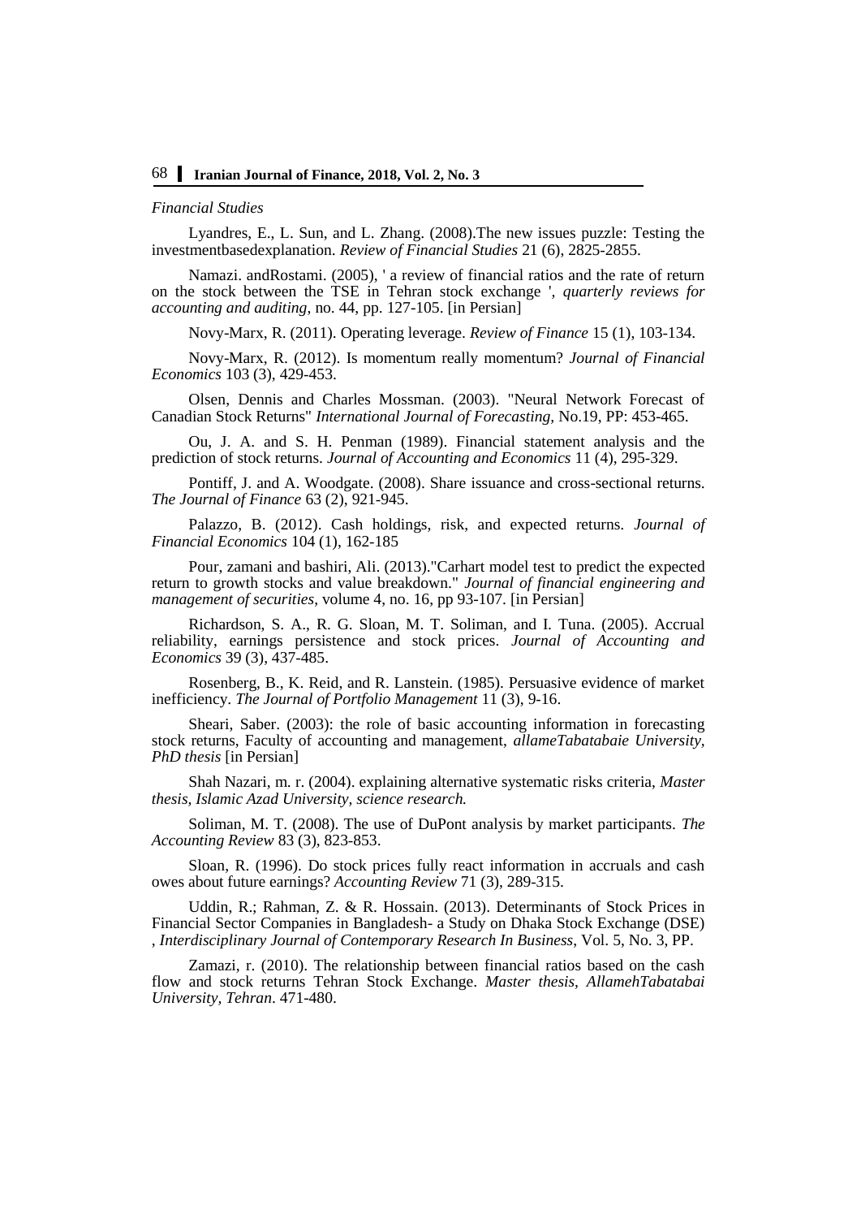*Financial Studies*

Lyandres, E., L. Sun, and L. Zhang. (2008).The new issues puzzle: Testing the investmentbasedexplanation. *Review of Financial Studies* 21 (6), 2825-2855.

Namazi. andRostami. (2005), ' a review of financial ratios and the rate of return on the stock between the TSE in Tehran stock exchange ', *quarterly reviews for accounting and auditing*, no. 44, pp. 127-105. [in Persian]

Novy-Marx, R. (2011). Operating leverage. *Review of Finance* 15 (1), 103-134.

Novy-Marx, R. (2012). Is momentum really momentum? *Journal of Financial Economics* 103 (3), 429-453.

Olsen, Dennis and Charles Mossman. (2003). "Neural Network Forecast of Canadian Stock Returns" *International Journal of Forecasting,* No.19, PP: 453-465.

Ou, J. A. and S. H. Penman (1989). Financial statement analysis and the prediction of stock returns. *Journal of Accounting and Economics* 11 (4), 295-329.

Pontiff, J. and A. Woodgate. (2008). Share issuance and cross-sectional returns. *The Journal of Finance* 63 (2), 921-945.

Palazzo, B. (2012). Cash holdings, risk, and expected returns. *Journal of Financial Economics* 104 (1), 162-185

Pour, zamani and bashiri, Ali. (2013)."Carhart model test to predict the expected return to growth stocks and value breakdown." *Journal of financial engineering and management of securities*, volume 4, no. 16, pp 93-107. [in Persian]

Richardson, S. A., R. G. Sloan, M. T. Soliman, and I. Tuna. (2005). Accrual reliability, earnings persistence and stock prices. *Journal of Accounting and Economics* 39 (3), 437-485.

Rosenberg, B., K. Reid, and R. Lanstein. (1985). Persuasive evidence of market inefficiency. *The Journal of Portfolio Management* 11 (3), 9-16.

Sheari, Saber. (2003): the role of basic accounting information in forecasting stock returns, Faculty of accounting and management, *allameTabatabaie University, PhD thesis* [in Persian]

Shah Nazari, m. r. (2004). explaining alternative systematic risks criteria, *Master thesis, Islamic Azad University, science research.*

Soliman, M. T. (2008). The use of DuPont analysis by market participants. *The Accounting Review* 83 (3), 823-853.

Sloan, R. (1996). Do stock prices fully react information in accruals and cash owes about future earnings? *Accounting Review* 71 (3), 289-315.

Uddin, R.; Rahman, Z. & R. Hossain. (2013). Determinants of Stock Prices in Financial Sector Companies in Bangladesh- a Study on Dhaka Stock Exchange (DSE) , *Interdisciplinary Journal of Contemporary Research In Business*, Vol. 5, No. 3, PP.

Zamazi, r. (2010). The relationship between financial ratios based on the cash flow and stock returns Tehran Stock Exchange. *Master thesis, AllamehTabatabai University, Tehran*. 471-480.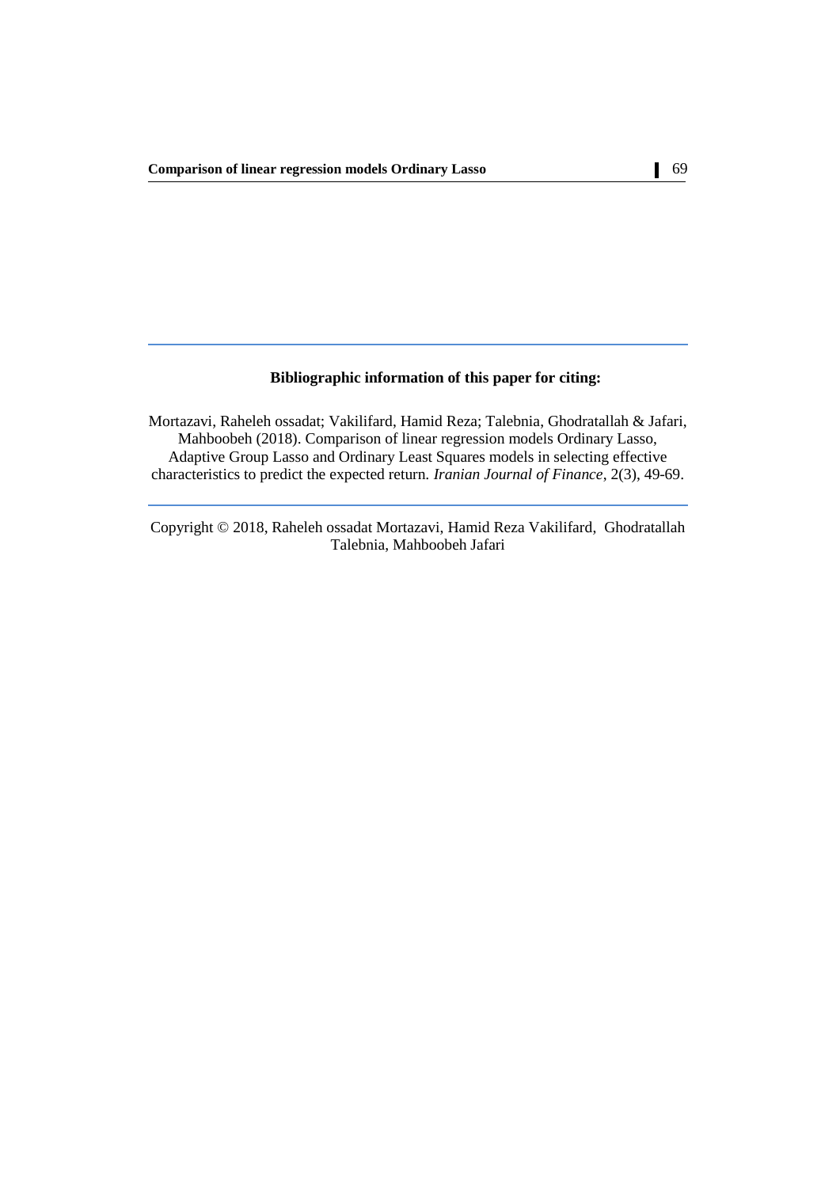**Bibliographic information of this paper for citing:**

Mortazavi, Raheleh ossadat; Vakilifard, Hamid Reza; Talebnia, Ghodratallah & Jafari, Mahboobeh (2018). Comparison of linear regression models Ordinary Lasso, Adaptive Group Lasso and Ordinary Least Squares models in selecting effective characteristics to predict the expected return. *Iranian Journal of Finance*, 2(3), 49-69.

Copyright © 2018, Raheleh ossadat Mortazavi, Hamid Reza Vakilifard, Ghodratallah Talebnia, Mahboobeh Jafari